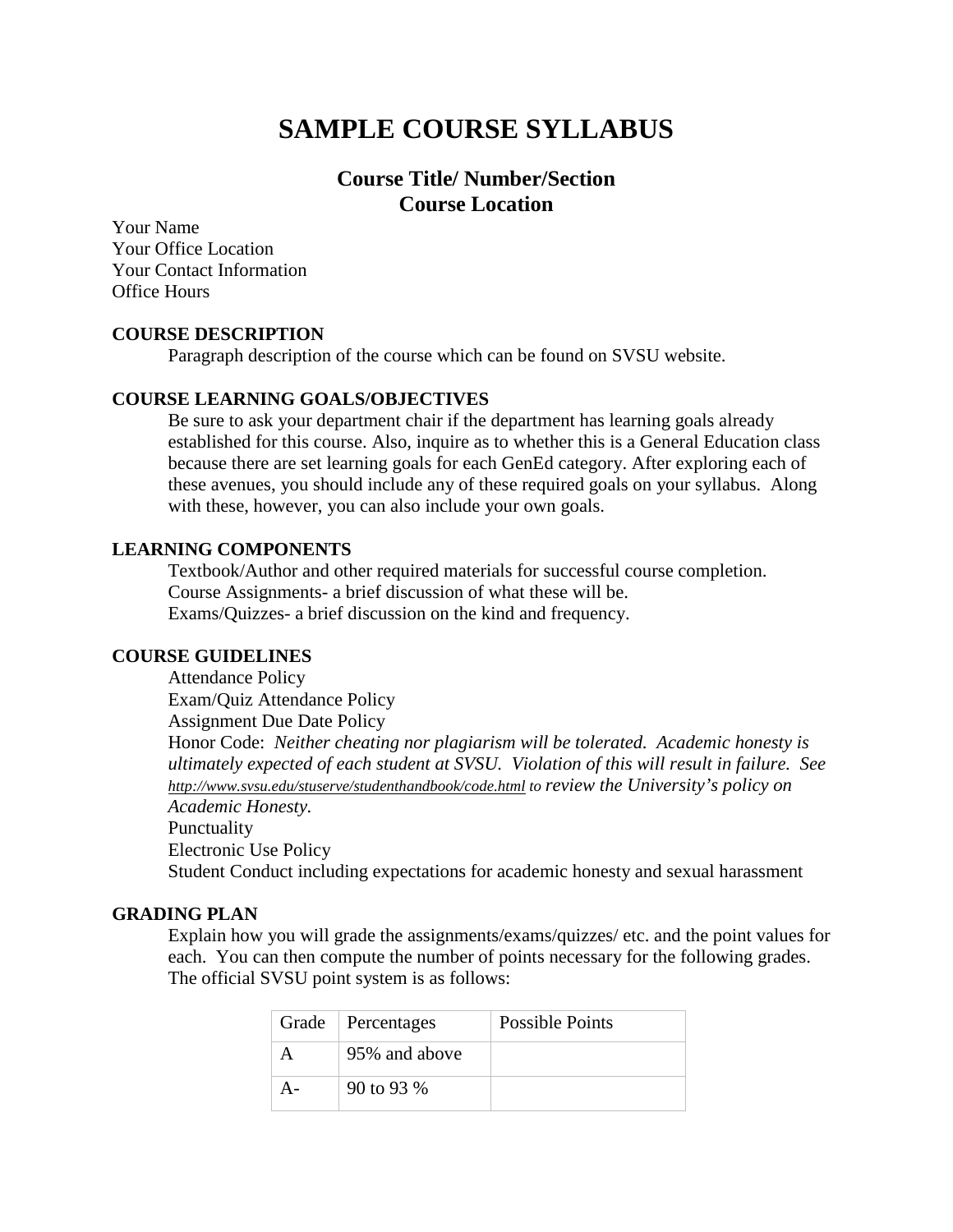# SAMPLE COURSE SYLLABUS

## Course Title/ Number/Section
## Course Location

Your Name
Your Office Location
Your Contact Information
Office Hours

**COURSE DESCRIPTION**

Paragraph description of the course which can be found on SVSU website.

**COURSE LEARNING GOALS/OBJECTIVES**

Be sure to ask your department chair if the department has learning goals already established for this course. Also, inquire as to whether this is a General Education class because there are set learning goals for each GenEd category. After exploring each of these avenues, you should include any of these required goals on your syllabus. Along with these, however, you can also include your own goals.

**LEARNING COMPONENTS**

Textbook/Author and other required materials for successful course completion.
Course Assignments- a brief discussion of what these will be.
Exams/Quizzes- a brief discussion on the kind and frequency.

**COURSE GUIDELINES**

Attendance Policy
Exam/Quiz Attendance Policy
Assignment Due Date Policy
Honor Code: *Neither cheating nor plagiarism will be tolerated. Academic honesty is ultimately expected of each student at SVSU. Violation of this will result in failure. See http://www.svsu.edu/stuserve/studenthandbook/code.html to review the University's policy on Academic Honesty.*
Punctuality
Electronic Use Policy
Student Conduct including expectations for academic honesty and sexual harassment

**GRADING PLAN**

Explain how you will grade the assignments/exams/quizzes/ etc. and the point values for each. You can then compute the number of points necessary for the following grades. The official SVSU point system is as follows:

| Grade | Percentages | Possible Points |
|---|---|---|
| A | 95% and above | |
| A- | 90 to 93 % | |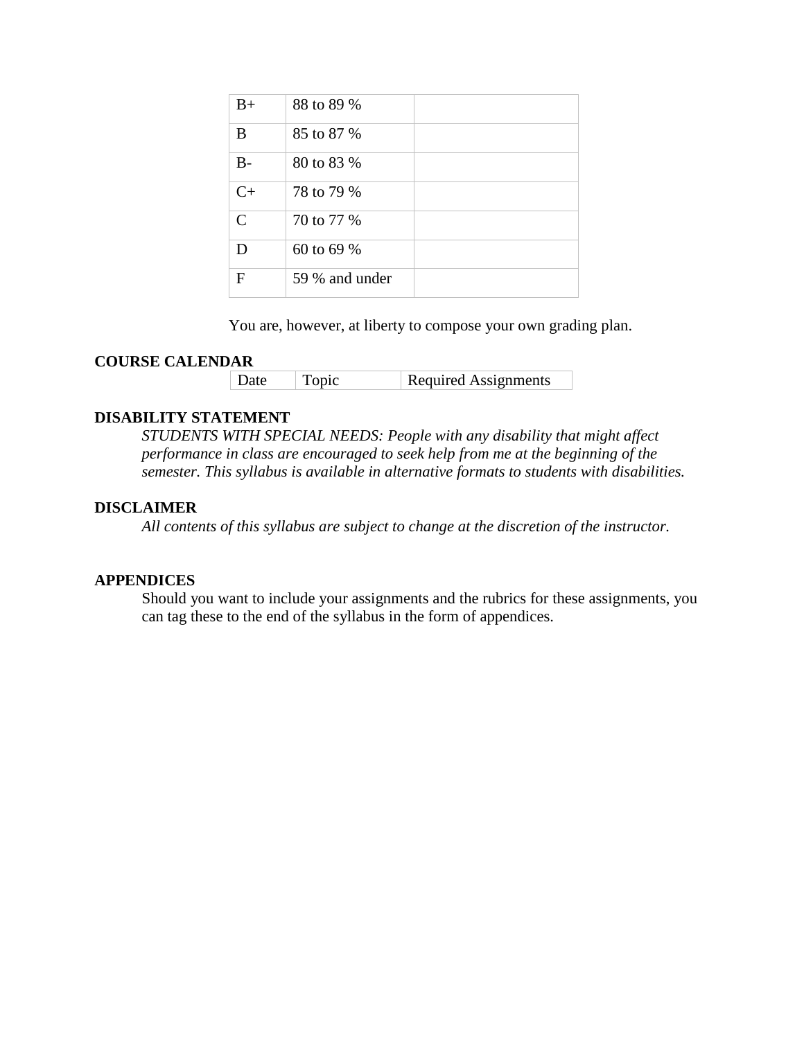| | | |
|---|---|---|
| B+ | 88 to 89 % | |
| B | 85 to 87 % | |
| B- | 80 to 83 % | |
| C+ | 78 to 79 % | |
| C | 70 to 77 % | |
| D | 60 to 69 % | |
| F | 59 % and under | |

You are, however, at liberty to compose your own grading plan.

**COURSE CALENDAR**

| Date | Topic | Required Assignments |
|---|---|---|

**DISABILITY STATEMENT**

*STUDENTS WITH SPECIAL NEEDS: People with any disability that might affect performance in class are encouraged to seek help from me at the beginning of the semester. This syllabus is available in alternative formats to students with disabilities.*

**DISCLAIMER**

*All contents of this syllabus are subject to change at the discretion of the instructor.*

**APPENDICES**

Should you want to include your assignments and the rubrics for these assignments, you can tag these to the end of the syllabus in the form of appendices.